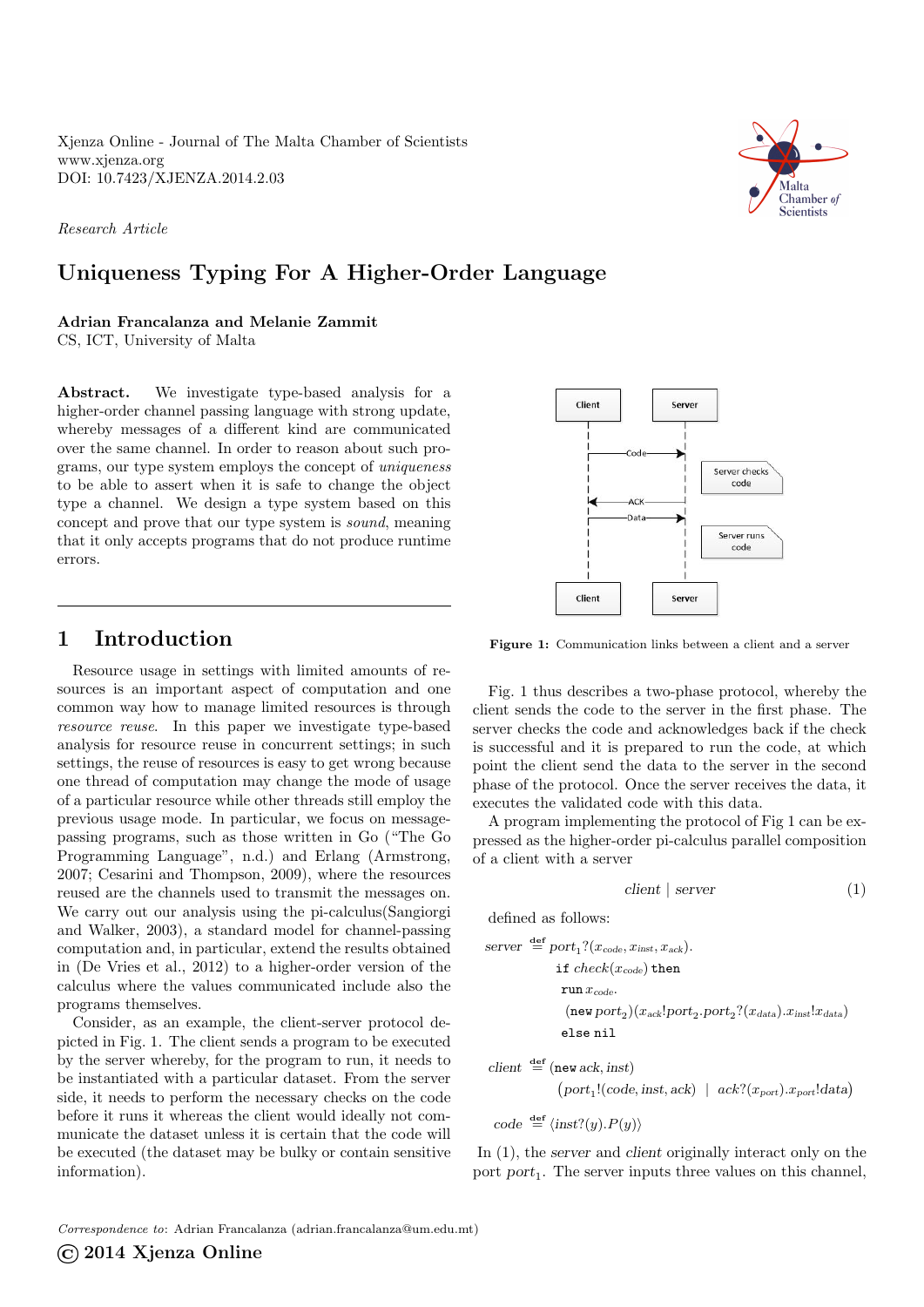Xjenza Online - Journal of The Malta Chamber of Scientists
www.xjenza.org
DOI: 10.7423/XJENZA.2014.2.03

*Research Article*

# Uniqueness Typing For A Higher-Order Language

**Adrian Francalanza and Melanie Zammit**
CS, ICT, University of Malta

**Abstract.** We investigate type-based analysis for a higher-order channel passing language with strong update, whereby messages of a different kind are communicated over the same channel. In order to reason about such programs, our type system employs the concept of *uniqueness* to be able to assert when it is safe to change the object type a channel. We design a type system based on this concept and prove that our type system is *sound*, meaning that it only accepts programs that do not produce runtime errors.

## 1 Introduction

Resource usage in settings with limited amounts of resources is an important aspect of computation and one common way how to manage limited resources is through *resource reuse*. In this paper we investigate type-based analysis for resource reuse in concurrent settings; in such settings, the reuse of resources is easy to get wrong because one thread of computation may change the mode of usage of a particular resource while other threads still employ the previous usage mode. In particular, we focus on message-passing programs, such as those written in Go ("The Go Programming Language", n.d.) and Erlang (Armstrong, 2007; Cesarini and Thompson, 2009), where the resources reused are the channels used to transmit the messages on. We carry out our analysis using the pi-calculus(Sangiorgi and Walker, 2003), a standard model for channel-passing computation and, in particular, extend the results obtained in (De Vries et al., 2012) to a higher-order version of the calculus where the values communicated include also the programs themselves.

Consider, as an example, the client-server protocol depicted in Fig. 1. The client sends a program to be executed by the server whereby, for the program to run, it needs to be instantiated with a particular dataset. From the server side, it needs to perform the necessary checks on the code before it runs it whereas the client would ideally not communicate the dataset unless it is certain that the code will be executed (the dataset may be bulky or contain sensitive information).

Client | Server
Code →
Server checks code
← ACK
Data →
Server runs code
Client | Server

**Figure 1:** Communication links between a client and a server

Fig. 1 thus describes a two-phase protocol, whereby the client sends the code to the server in the first phase. The server checks the code and acknowledges back if the check is successful and it is prepared to run the code, at which point the client send the data to the server in the second phase of the protocol. Once the server receives the data, it executes the validated code with this data.

A program implementing the protocol of Fig 1 can be expressed as the higher-order pi-calculus parallel composition of a client with a server

$$\mathit{client} \mid \mathit{server} \tag{1}$$

defined as follows:

$$\begin{aligned}
\mathit{server} \overset{\text{def}}{=} \; & \mathit{port}_1?(x_{code}, x_{inst}, x_{ack}). \\
& \quad \texttt{if } \mathit{check}(x_{code}) \texttt{ then} \\
& \quad\; \texttt{run } x_{code}. \\
& \quad\;\; (\texttt{new } \mathit{port}_2)(x_{ack}!\mathit{port}_2.\mathit{port}_2?(x_{data}).x_{inst}!x_{data}) \\
& \quad\; \texttt{else nil}
\end{aligned}$$

$$\begin{aligned}
\mathit{client} \overset{\text{def}}{=} \; & (\texttt{new } \mathit{ack}, \mathit{inst}) \\
& \quad (\mathit{port}_1!(\mathit{code}, \mathit{inst}, \mathit{ack}) \;\mid\; \mathit{ack}?(x_{port}).x_{port}!\mathit{data})
\end{aligned}$$

$$\mathit{code} \overset{\text{def}}{=} \langle \mathit{inst}?(y).P(y) \rangle$$

In (1), the *server* and *client* originally interact only on the port $\mathit{port}_1$. The server inputs three values on this channel,

© 2014 Xjenza Online

*Correspondence to*: Adrian Francalanza (adrian.francalanza@um.edu.mt)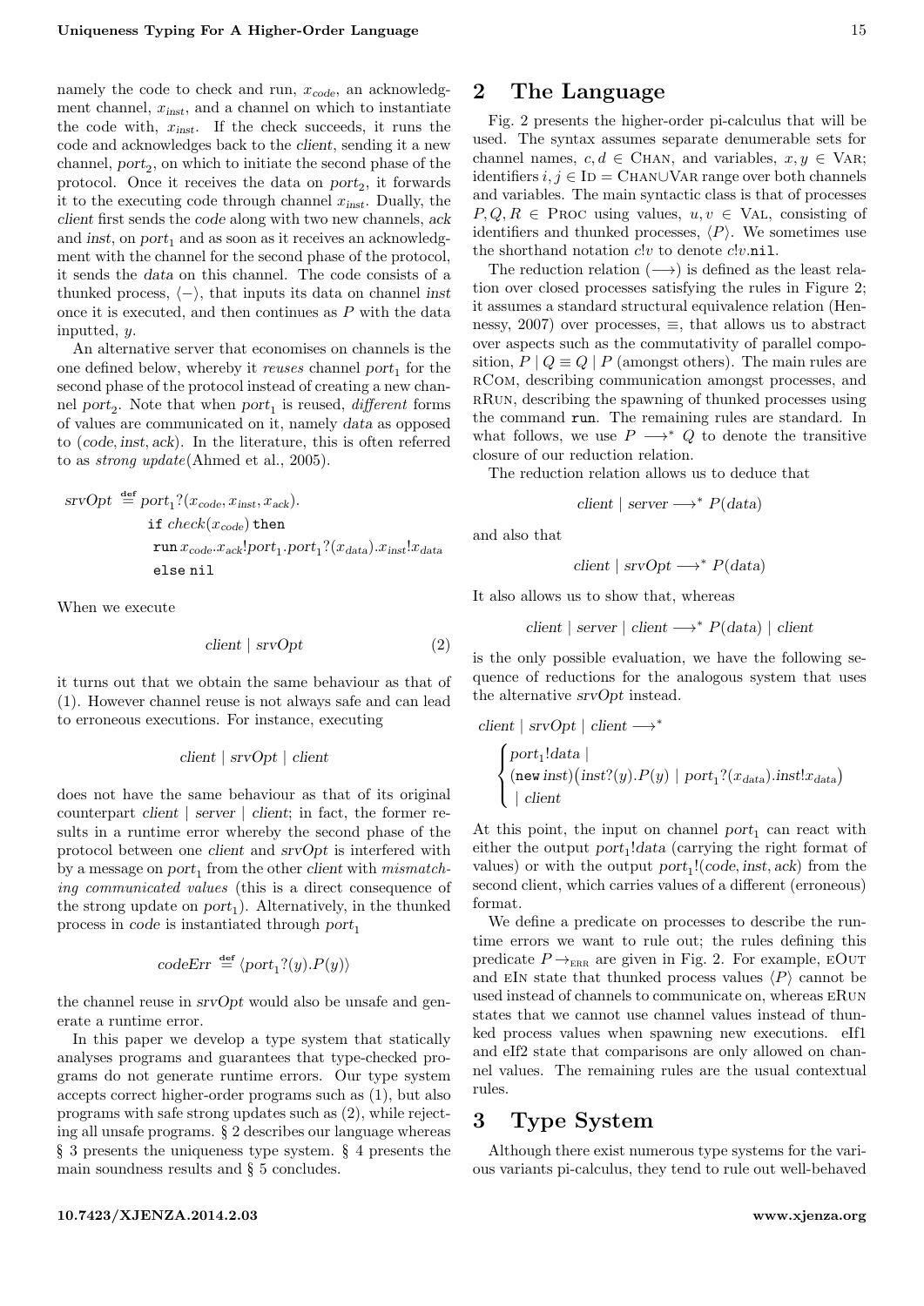namely the code to check and run, $x_{code}$, an acknowledgment channel, $x_{inst}$, and a channel on which to instantiate the code with, $x_{inst}$. If the check succeeds, it runs the code and acknowledges back to the *client*, sending it a new channel, $port_2$, on which to initiate the second phase of the protocol. Once it receives the data on $port_2$, it forwards it to the executing code through channel $x_{inst}$. Dually, the *client* first sends the *code* along with two new channels, *ack* and *inst*, on $port_1$ and as soon as it receives an acknowledgment with the channel for the second phase of the protocol, it sends the *data* on this channel. The code consists of a thunked process, $\langle - \rangle$, that inputs its data on channel *inst* once it is executed, and then continues as $P$ with the data inputted, $y$.

An alternative server that economises on channels is the one defined below, whereby it *reuses* channel $port_1$ for the second phase of the protocol instead of creating a new channel $port_2$. Note that when $port_1$ is reused, *different* forms of values are communicated on it, namely *data* as opposed to (*code*, *inst*, *ack*). In the literature, this is often referred to as *strong update*(Ahmed et al., 2005).

$$
\begin{aligned}
srvOpt \stackrel{\text{def}}{=}\; & port_1?(x_{code}, x_{inst}, x_{ack}). \\
& \texttt{if } check(x_{code}) \texttt{ then} \\
& \quad \texttt{run}\, x_{code}.x_{ack}!port_1.port_1?(x_{data}).x_{inst}!x_{data} \\
& \quad \texttt{else nil}
\end{aligned}
$$

When we execute

$$client \mid srvOpt \tag{2}$$

it turns out that we obtain the same behaviour as that of (1). However channel reuse is not always safe and can lead to erroneous executions. For instance, executing

$$client \mid srvOpt \mid client$$

does not have the same behaviour as that of its original counterpart *client* | *server* | *client*; in fact, the former results in a runtime error whereby the second phase of the protocol between one *client* and *srvOpt* is interfered with by a message on $port_1$ from the other *client* with *mismatching communicated values* (this is a direct consequence of the strong update on $port_1$). Alternatively, in the thunked process in *code* is instantiated through $port_1$

$$codeErr \stackrel{\text{def}}{=} \langle port_1?(y).P(y)\rangle$$

the channel reuse in *srvOpt* would also be unsafe and generate a runtime error.

In this paper we develop a type system that statically analyses programs and guarantees that type-checked programs do not generate runtime errors. Our type system accepts correct higher-order programs such as (1), but also programs with safe strong updates such as (2), while rejecting all unsafe programs. § 2 describes our language whereas § 3 presents the uniqueness type system. § 4 presents the main soundness results and § 5 concludes.

## 2 The Language

Fig. 2 presents the higher-order pi-calculus that will be used. The syntax assumes separate denumerable sets for channel names, $c, d \in \textsc{Chan}$, and variables, $x, y \in \textsc{Var}$; identifiers $i, j \in \textsc{Id} = \textsc{Chan} \cup \textsc{Var}$ range over both channels and variables. The main syntactic class is that of processes $P, Q, R \in \textsc{Proc}$ using values, $u, v \in \textsc{Val}$, consisting of identifiers and thunked processes, $\langle P \rangle$. We sometimes use the shorthand notation $c!v$ to denote $c!v.\texttt{nil}$.

The reduction relation ($\longrightarrow$) is defined as the least relation over closed processes satisfying the rules in Figure 2; it assumes a standard structural equivalence relation (Hennessy, 2007) over processes, $\equiv$, that allows us to abstract over aspects such as the commutativity of parallel composition, $P \mid Q \equiv Q \mid P$ (amongst others). The main rules are rCom, describing communication amongst processes, and rRun, describing the spawning of thunked processes using the command run. The remaining rules are standard. In what follows, we use $P \longrightarrow^* Q$ to denote the transitive closure of our reduction relation.

The reduction relation allows us to deduce that

$$client \mid server \longrightarrow^* P(data)$$

and also that

$$client \mid srvOpt \longrightarrow^* P(data)$$

It also allows us to show that, whereas

$$client \mid server \mid client \longrightarrow^* P(data) \mid client$$

is the only possible evaluation, we have the following sequence of reductions for the analogous system that uses the alternative *srvOpt* instead.

$$
client \mid srvOpt \mid client \longrightarrow^*
\begin{cases}
port_1!data \mid \\
(\texttt{new}\, inst)\big(inst?(y).P(y) \mid port_1?(x_{data}).inst!x_{data}\big) \\
\mid client
\end{cases}
$$

At this point, the input on channel $port_1$ can react with either the output $port_1!data$ (carrying the right format of values) or with the output $port_1!(code, inst, ack)$ from the second client, which carries values of a different (erroneous) format.

We define a predicate on processes to describe the runtime errors we want to rule out; the rules defining this predicate $P \rightarrow_{\text{ERR}}$ are given in Fig. 2. For example, eOut and eIn state that thunked process values $\langle P \rangle$ cannot be used instead of channels to communicate on, whereas eRun states that we cannot use channel values instead of thunked process values when spawning new executions. eIf1 and eIf2 state that comparisons are only allowed on channel values. The remaining rules are the usual contextual rules.

## 3 Type System

Although there exist numerous type systems for the various variants pi-calculus, they tend to rule out well-behaved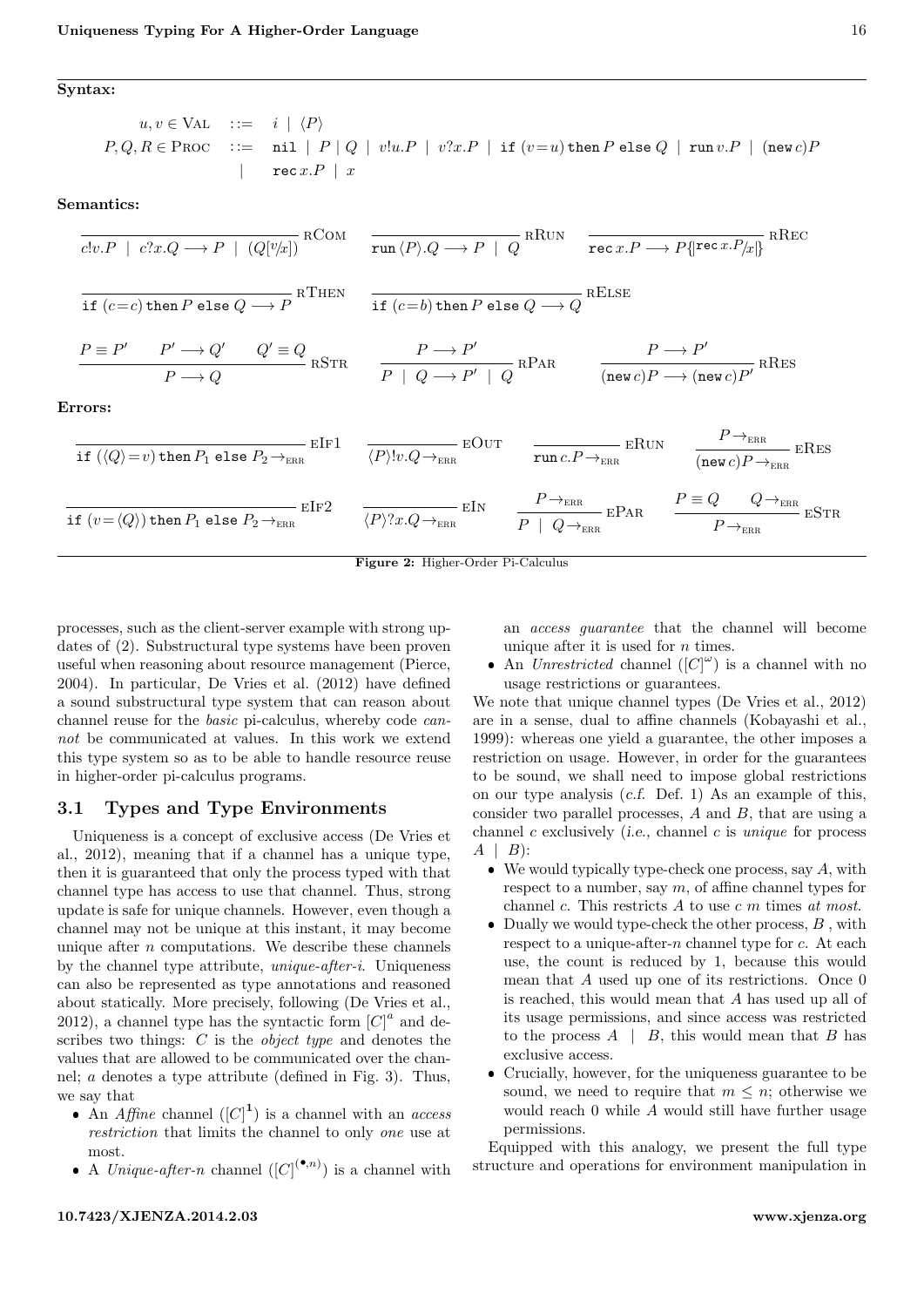**Syntax:**

$$
\begin{array}{rcl}
u, v \in \text{VAL} & ::= & i \mid \langle P \rangle \\
P, Q, R \in \text{PROC} & ::= & \texttt{nil} \mid P \mid Q \mid v!u.P \mid v?x.P \mid \texttt{if}\ (v\!=\!u)\ \texttt{then}\ P\ \texttt{else}\ Q \mid \texttt{run}\ v.P \mid (\texttt{new}\ c)P \\
& \mid & \texttt{rec}\ x.P \mid x
\end{array}
$$

**Semantics:**

$$
\frac{}{c!v.P \mid c?x.Q \longrightarrow P \mid (Q[v/x])}\ \text{rCom} \qquad \frac{}{\texttt{run}\ \langle P \rangle.Q \longrightarrow P \mid Q}\ \text{rRun} \qquad \frac{}{\texttt{rec}\ x.P \longrightarrow P\{\!|\texttt{rec}\ x.P/x|\!\}}\ \text{rRec}
$$

$$
\frac{}{\texttt{if}\ (c\!=\!c)\ \texttt{then}\ P\ \texttt{else}\ Q \longrightarrow P}\ \text{rThen} \qquad \frac{}{\texttt{if}\ (c\!=\!b)\ \texttt{then}\ P\ \texttt{else}\ Q \longrightarrow Q}\ \text{rElse}
$$

$$
\frac{P \equiv P' \qquad P' \longrightarrow Q' \qquad Q' \equiv Q}{P \longrightarrow Q}\ \text{rStr} \qquad \frac{P \longrightarrow P'}{P \mid Q \longrightarrow P' \mid Q}\ \text{rPar} \qquad \frac{P \longrightarrow P'}{(\texttt{new}\ c)P \longrightarrow (\texttt{new}\ c)P'}\ \text{rRes}
$$

**Errors:**

$$
\frac{}{\texttt{if}\ (\langle Q \rangle\!=\!v)\ \texttt{then}\ P_1\ \texttt{else}\ P_2 \rightarrow_{\text{ERR}}}\ \text{eIf1} \qquad \frac{}{\langle P \rangle!v.Q \rightarrow_{\text{ERR}}}\ \text{eOut} \qquad \frac{}{\texttt{run}\ c.P \rightarrow_{\text{ERR}}}\ \text{eRun} \qquad \frac{P \rightarrow_{\text{ERR}}}{(\texttt{new}\ c)P \rightarrow_{\text{ERR}}}\ \text{eRes}
$$

$$
\frac{}{\texttt{if}\ (v\!=\!\langle Q \rangle)\ \texttt{then}\ P_1\ \texttt{else}\ P_2 \rightarrow_{\text{ERR}}}\ \text{eIf2} \qquad \frac{}{\langle P \rangle?x.Q \rightarrow_{\text{ERR}}}\ \text{eIn} \qquad \frac{P \rightarrow_{\text{ERR}}}{P \mid Q \rightarrow_{\text{ERR}}}\ \text{ePar} \qquad \frac{P \equiv Q \qquad Q \rightarrow_{\text{ERR}}}{P \rightarrow_{\text{ERR}}}\ \text{eStr}
$$

**Figure 2:** Higher-Order Pi-Calculus

processes, such as the client-server example with strong updates of (2). Substructural type systems have been proven useful when reasoning about resource management (Pierce, 2004). In particular, De Vries et al. (2012) have defined a sound substructural type system that can reason about channel reuse for the *basic* pi-calculus, whereby code *cannot* be communicated at values. In this work we extend this type system so as to be able to handle resource reuse in higher-order pi-calculus programs.

## 3.1 Types and Type Environments

Uniqueness is a concept of exclusive access (De Vries et al., 2012), meaning that if a channel has a unique type, then it is guaranteed that only the process typed with that channel type has access to use that channel. Thus, strong update is safe for unique channels. However, even though a channel may not be unique at this instant, it may become unique after $n$ computations. We describe these channels by the channel type attribute, *unique-after-i*. Uniqueness can also be represented as type annotations and reasoned about statically. More precisely, following (De Vries et al., 2012), a channel type has the syntactic form $[C]^a$ and describes two things: $C$ is the *object type* and denotes the values that are allowed to be communicated over the channel; $a$ denotes a type attribute (defined in Fig. 3). Thus, we say that

- An *Affine* channel ($[C]^{\mathbf{1}}$) is a channel with an *access restriction* that limits the channel to only *one* use at most.
- A *Unique-after-n* channel ($[C]^{(\bullet,n)}$) is a channel with an *access guarantee* that the channel will become unique after it is used for $n$ times.
- An *Unrestricted* channel ($[C]^{\omega}$) is a channel with no usage restrictions or guarantees.

We note that unique channel types (De Vries et al., 2012) are in a sense, dual to affine channels (Kobayashi et al., 1999): whereas one yield a guarantee, the other imposes a restriction on usage. However, in order for the guarantees to be sound, we shall need to impose global restrictions on our type analysis (*c.f.* Def. 1) As an example of this, consider two parallel processes, $A$ and $B$, that are using a channel $c$ exclusively (*i.e.,* channel $c$ is *unique* for process $A \mid B$):

- We would typically type-check one process, say $A$, with respect to a number, say $m$, of affine channel types for channel $c$. This restricts $A$ to use $c$ $m$ times *at most*.
- Dually we would type-check the other process, $B$ , with respect to a unique-after-$n$ channel type for $c$. At each use, the count is reduced by 1, because this would mean that $A$ used up one of its restrictions. Once 0 is reached, this would mean that $A$ has used up all of its usage permissions, and since access was restricted to the process $A \mid B$, this would mean that $B$ has exclusive access.
- Crucially, however, for the uniqueness guarantee to be sound, we need to require that $m \leq n$; otherwise we would reach 0 while $A$ would still have further usage permissions.

Equipped with this analogy, we present the full type structure and operations for environment manipulation in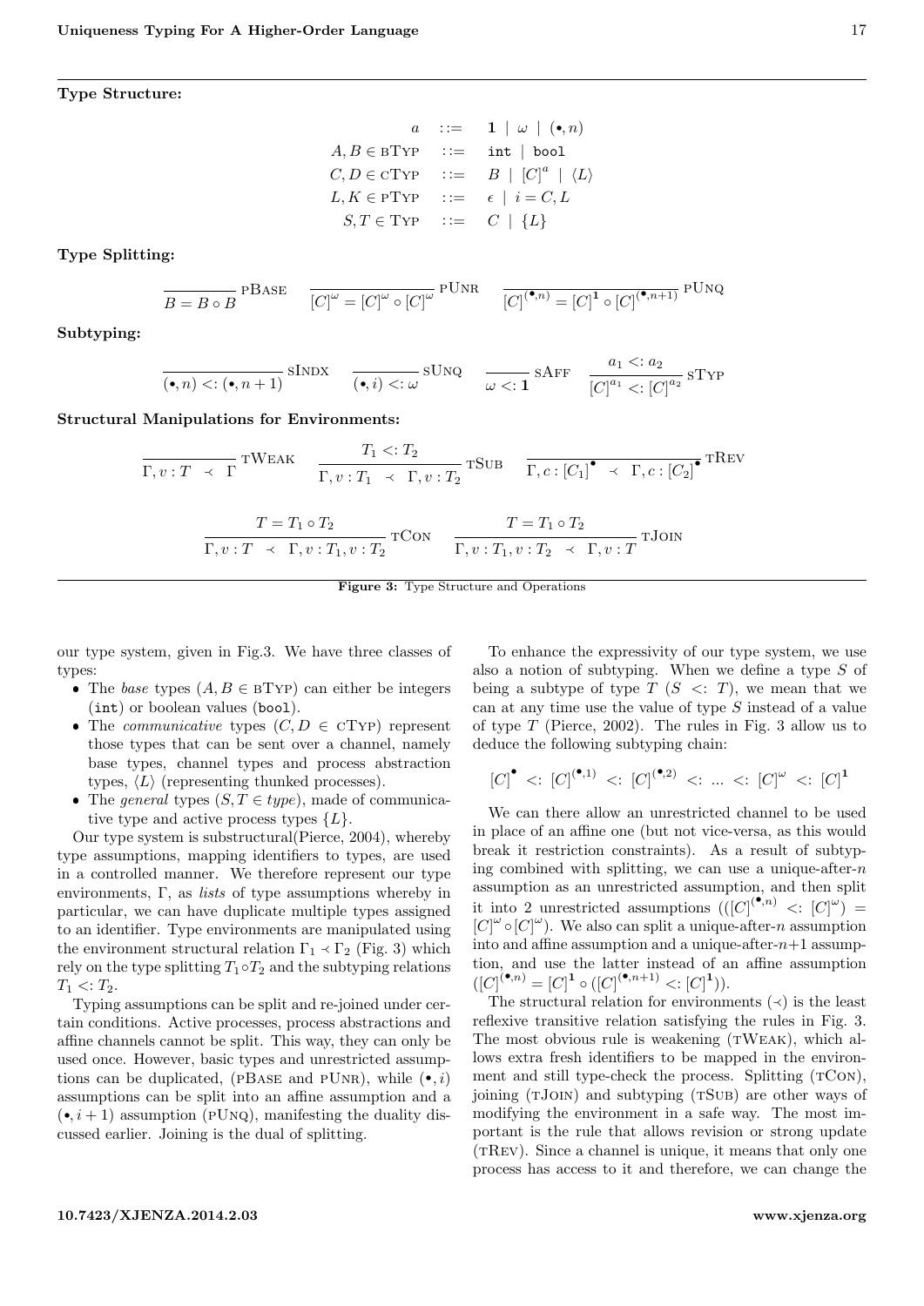**Type Structure:**

$$
\begin{array}{rcl}
a & ::= & \mathbf{1} \mid \omega \mid (\bullet, n) \\
A, B \in \text{BTYP} & ::= & \texttt{int} \mid \texttt{bool} \\
C, D \in \text{CTYP} & ::= & B \mid [C]^a \mid \langle L \rangle \\
L, K \in \text{PTYP} & ::= & \epsilon \mid i = C, L \\
S, T \in \text{TYP} & ::= & C \mid \{L\}
\end{array}
$$

**Type Splitting:**

$$
\frac{}{B = B \circ B}\ \text{pBase} \qquad \frac{}{[C]^\omega = [C]^\omega \circ [C]^\omega}\ \text{pUnr} \qquad \frac{}{[C]^{(\bullet,n)} = [C]^{\mathbf{1}} \circ [C]^{(\bullet,n+1)}}\ \text{pUnq}
$$

**Subtyping:**

$$
\frac{}{(\bullet, n) <: (\bullet, n+1)}\ \text{sIndx} \qquad \frac{}{(\bullet, i) <: \omega}\ \text{sUnq} \qquad \frac{}{\omega <: \mathbf{1}}\ \text{sAff} \qquad \frac{a_1 <: a_2}{[C]^{a_1} <: [C]^{a_2}}\ \text{sTyp}
$$

**Structural Manipulations for Environments:**

$$
\frac{}{\Gamma, v : T \prec \Gamma}\ \text{tWeak} \qquad \frac{T_1 <: T_2}{\Gamma, v : T_1 \prec \Gamma, v : T_2}\ \text{tSub} \qquad \frac{}{\Gamma, c : [C_1]^\bullet \prec \Gamma, c : [C_2]^\bullet}\ \text{tRev}
$$

$$
\frac{T = T_1 \circ T_2}{\Gamma, v : T \prec \Gamma, v : T_1, v : T_2}\ \text{tCon} \qquad \frac{T = T_1 \circ T_2}{\Gamma, v : T_1, v : T_2 \prec \Gamma, v : T}\ \text{tJoin}
$$

**Figure 3:** Type Structure and Operations

our type system, given in Fig.3. We have three classes of types:

- The *base* types ($A, B \in \text{BTYP}$) can either be integers (`int`) or boolean values (`bool`).
- The *communicative* types ($C, D \in \text{CTYP}$) represent those types that can be sent over a channel, namely base types, channel types and process abstraction types, $\langle L \rangle$ (representing thunked processes).
- The *general* types ($S, T \in type$), made of communicative type and active process types $\{L\}$.

Our type system is substructural(Pierce, 2004), whereby type assumptions, mapping identifiers to types, are used in a controlled manner. We therefore represent our type environments, $\Gamma$, as *lists* of type assumptions whereby in particular, we can have duplicate multiple types assigned to an identifier. Type environments are manipulated using the environment structural relation $\Gamma_1 \prec \Gamma_2$ (Fig. 3) which rely on the type splitting $T_1 \circ T_2$ and the subtyping relations $T_1 <: T_2$.

Typing assumptions can be split and re-joined under certain conditions. Active processes, process abstractions and affine channels cannot be split. This way, they can only be used once. However, basic types and unrestricted assumptions can be duplicated, (pBase and pUnr), while $(\bullet, i)$ assumptions can be split into an affine assumption and a $(\bullet, i+1)$ assumption (pUnq), manifesting the duality discussed earlier. Joining is the dual of splitting.

To enhance the expressivity of our type system, we use also a notion of subtyping. When we define a type $S$ of being a subtype of type $T$ ($S <: T$), we mean that we can at any time use the value of type $S$ instead of a value of type $T$ (Pierce, 2002). The rules in Fig. 3 allow us to deduce the following subtyping chain:

$$
[C]^\bullet <: [C]^{(\bullet,1)} <: [C]^{(\bullet,2)} <: \ldots <: [C]^\omega <: [C]^{\mathbf{1}}
$$

We can there allow an unrestricted channel to be used in place of an affine one (but not vice-versa, as this would break it restriction constraints). As a result of subtyping combined with splitting, we can use a unique-after-$n$ assumption as an unrestricted assumption, and then split it into 2 unrestricted assumptions $(([C]^{(\bullet,n)} <: [C]^\omega) = [C]^\omega \circ [C]^\omega)$. We also can split a unique-after-$n$ assumption into and affine assumption and a unique-after-$n$+1 assumption, and use the latter instead of an affine assumption $([C]^{(\bullet,n)} = [C]^{\mathbf{1}} \circ ([C]^{(\bullet,n+1)} <: [C]^{\mathbf{1}}))$.

The structural relation for environments ($\prec$) is the least reflexive transitive relation satisfying the rules in Fig. 3. The most obvious rule is weakening (tWeak), which allows extra fresh identifiers to be mapped in the environment and still type-check the process. Splitting (tCon), joining (tJoin) and subtyping (tSub) are other ways of modifying the environment in a safe way. The most important is the rule that allows revision or strong update (tRev). Since a channel is unique, it means that only one process has access to it and therefore, we can change the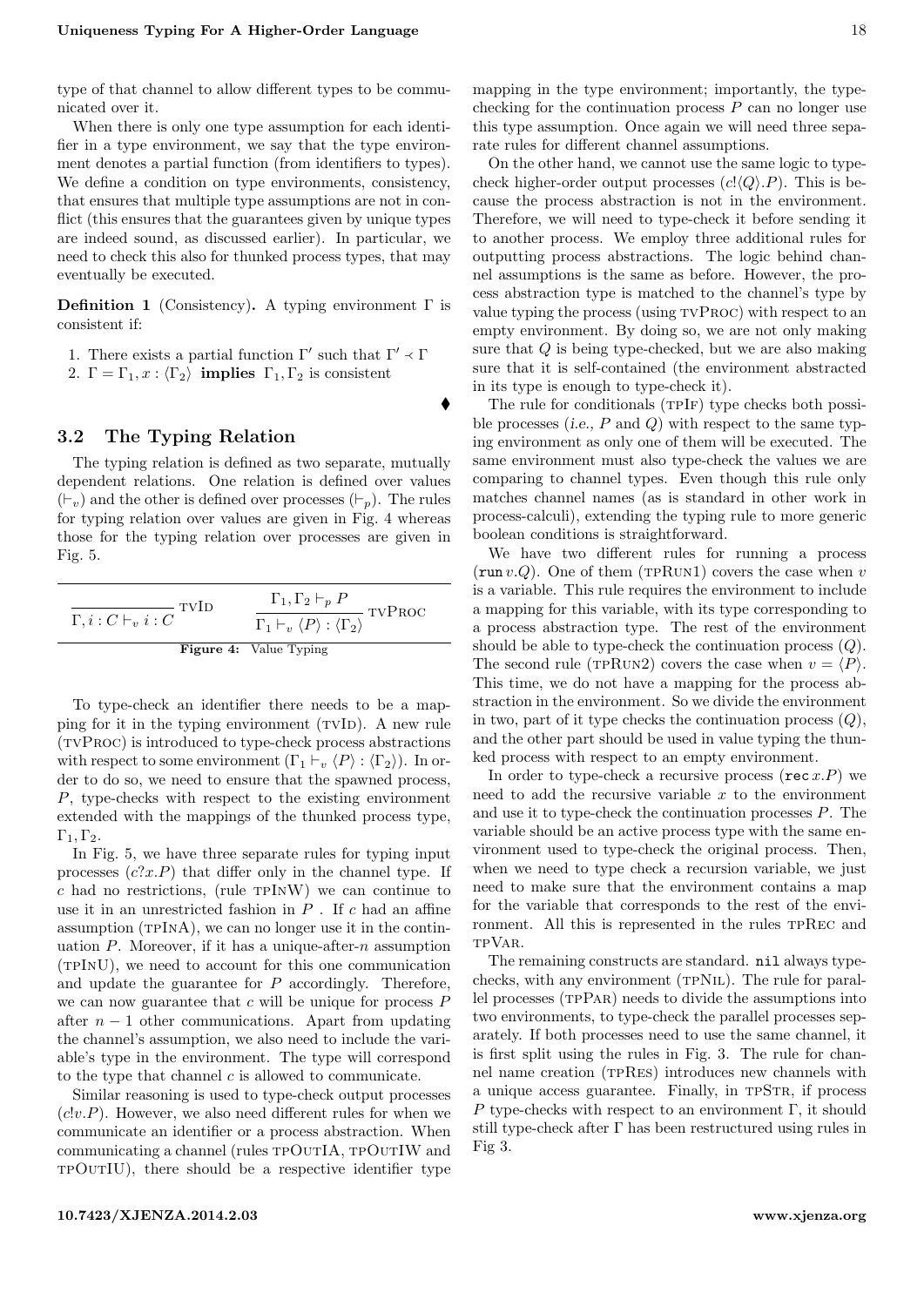type of that channel to allow different types to be communicated over it.

When there is only one type assumption for each identifier in a type environment, we say that the type environment denotes a partial function (from identifiers to types). We define a condition on type environments, consistency, that ensures that multiple type assumptions are not in conflict (this ensures that the guarantees given by unique types are indeed sound, as discussed earlier). In particular, we need to check this also for thunked process types, that may eventually be executed.

**Definition 1** (Consistency)**.** A typing environment $\Gamma$ is consistent if:

1. There exists a partial function $\Gamma'$ such that $\Gamma' \prec \Gamma$
2. $\Gamma = \Gamma_1, x : \langle \Gamma_2 \rangle$ **implies** $\Gamma_1, \Gamma_2$ is consistent

⧫

## 3.2 The Typing Relation

The typing relation is defined as two separate, mutually dependent relations. One relation is defined over values ($\vdash_v$) and the other is defined over processes ($\vdash_p$). The rules for typing relation over values are given in Fig. 4 whereas those for the typing relation over processes are given in Fig. 5.

$$\frac{}{\Gamma, i : C \vdash_v i : C}\ \text{TVID} \qquad \frac{\Gamma_1, \Gamma_2 \vdash_p P}{\Gamma_1 \vdash_v \langle P \rangle : \langle \Gamma_2 \rangle}\ \text{TVPROC}$$

**Figure 4:** Value Typing

To type-check an identifier there needs to be a mapping for it in the typing environment (TVID). A new rule (TVPROC) is introduced to type-check process abstractions with respect to some environment ($\Gamma_1 \vdash_v \langle P \rangle : \langle \Gamma_2 \rangle$). In order to do so, we need to ensure that the spawned process, $P$, type-checks with respect to the existing environment extended with the mappings of the thunked process type, $\Gamma_1, \Gamma_2$.

In Fig. 5, we have three separate rules for typing input processes ($c?x.P$) that differ only in the channel type. If $c$ had no restrictions, (rule TPINW) we can continue to use it in an unrestricted fashion in $P$ . If $c$ had an affine assumption (TPINA), we can no longer use it in the continuation $P$. Moreover, if it has a unique-after-$n$ assumption (TPINU), we need to account for this one communication and update the guarantee for $P$ accordingly. Therefore, we can now guarantee that $c$ will be unique for process $P$ after $n - 1$ other communications. Apart from updating the channel's assumption, we also need to include the variable's type in the environment. The type will correspond to the type that channel $c$ is allowed to communicate.

Similar reasoning is used to type-check output processes ($c!v.P$). However, we also need different rules for when we communicate an identifier or a process abstraction. When communicating a channel (rules TPOUTIA, TPOUTIW and TPOUTIU), there should be a respective identifier type mapping in the type environment; importantly, the type-checking for the continuation process $P$ can no longer use this type assumption. Once again we will need three separate rules for different channel assumptions.

On the other hand, we cannot use the same logic to type-check higher-order output processes ($c!\langle Q \rangle.P$). This is because the process abstraction is not in the environment. Therefore, we will need to type-check it before sending it to another process. We employ three additional rules for outputting process abstractions. The logic behind channel assumptions is the same as before. However, the process abstraction type is matched to the channel's type by value typing the process (using TVPROC) with respect to an empty environment. By doing so, we are not only making sure that $Q$ is being type-checked, but we are also making sure that it is self-contained (the environment abstracted in its type is enough to type-check it).

The rule for conditionals (TPIF) type checks both possible processes (*i.e.,* $P$ and $Q$) with respect to the same typing environment as only one of them will be executed. The same environment must also type-check the values we are comparing to channel types. Even though this rule only matches channel names (as is standard in other work in process-calculi), extending the typing rule to more generic boolean conditions is straightforward.

We have two different rules for running a process ($\texttt{run}\, v.Q$). One of them (TPRUN1) covers the case when $v$ is a variable. This rule requires the environment to include a mapping for this variable, with its type corresponding to a process abstraction type. The rest of the environment should be able to type-check the continuation process ($Q$). The second rule (TPRUN2) covers the case when $v = \langle P \rangle$. This time, we do not have a mapping for the process abstraction in the environment. So we divide the environment in two, part of it type checks the continuation process ($Q$), and the other part should be used in value typing the thunked process with respect to an empty environment.

In order to type-check a recursive process ($\texttt{rec}\, x.P$) we need to add the recursive variable $x$ to the environment and use it to type-check the continuation processes $P$. The variable should be an active process type with the same environment used to type-check the original process. Then, when we need to type check a recursion variable, we just need to make sure that the environment contains a map for the variable that corresponds to the rest of the environment. All this is represented in the rules TPREC and TPVAR.

The remaining constructs are standard. $\texttt{nil}$ always type-checks, with any environment (TPNIL). The rule for parallel processes (TPPAR) needs to divide the assumptions into two environments, to type-check the parallel processes separately. If both processes need to use the same channel, it is first split using the rules in Fig. 3. The rule for channel name creation (TPRES) introduces new channels with a unique access guarantee. Finally, in TPSTR, if process $P$ type-checks with respect to an environment $\Gamma$, it should still type-check after $\Gamma$ has been restructured using rules in Fig 3.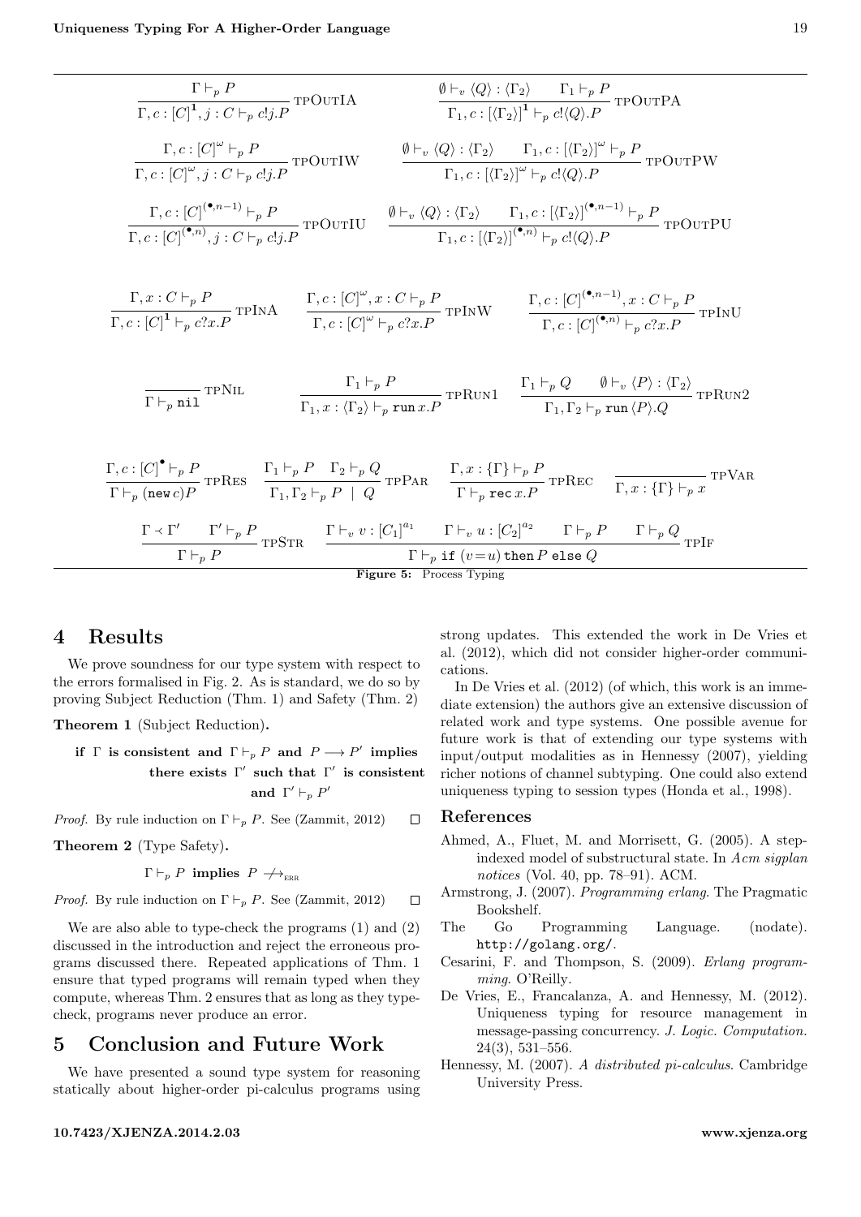$$\frac{\Gamma \vdash_p P}{\Gamma, c : [C]^{\mathbf{1}}, j : C \vdash_p c!j.P}\ \textsc{tpOutIA} \qquad \frac{\emptyset \vdash_v \langle Q \rangle : \langle \Gamma_2 \rangle \qquad \Gamma_1 \vdash_p P}{\Gamma_1, c : [\langle \Gamma_2 \rangle]^{\mathbf{1}} \vdash_p c!\langle Q \rangle.P}\ \textsc{tpOutPA}$$

$$\frac{\Gamma, c : [C]^{\omega} \vdash_p P}{\Gamma, c : [C]^{\omega}, j : C \vdash_p c!j.P}\ \textsc{tpOutIW} \qquad \frac{\emptyset \vdash_v \langle Q \rangle : \langle \Gamma_2 \rangle \qquad \Gamma_1, c : [\langle \Gamma_2 \rangle]^{\omega} \vdash_p P}{\Gamma_1, c : [\langle \Gamma_2 \rangle]^{\omega} \vdash_p c!\langle Q \rangle.P}\ \textsc{tpOutPW}$$

$$\frac{\Gamma, c : [C]^{(\bullet, n-1)} \vdash_p P}{\Gamma, c : [C]^{(\bullet, n)}, j : C \vdash_p c!j.P}\ \textsc{tpOutIU} \qquad \frac{\emptyset \vdash_v \langle Q \rangle : \langle \Gamma_2 \rangle \qquad \Gamma_1, c : [\langle \Gamma_2 \rangle]^{(\bullet, n-1)} \vdash_p P}{\Gamma_1, c : [\langle \Gamma_2 \rangle]^{(\bullet, n)} \vdash_p c!\langle Q \rangle.P}\ \textsc{tpOutPU}$$

$$\frac{\Gamma, x : C \vdash_p P}{\Gamma, c : [C]^{\mathbf{1}} \vdash_p c?x.P}\ \textsc{tpInA} \qquad \frac{\Gamma, c : [C]^{\omega}, x : C \vdash_p P}{\Gamma, c : [C]^{\omega} \vdash_p c?x.P}\ \textsc{tpInW} \qquad \frac{\Gamma, c : [C]^{(\bullet, n-1)}, x : C \vdash_p P}{\Gamma, c : [C]^{(\bullet, n)} \vdash_p c?x.P}\ \textsc{tpInU}$$

$$\frac{}{\Gamma \vdash_p \mathtt{nil}}\ \textsc{tpNil} \qquad \frac{\Gamma_1 \vdash_p P}{\Gamma_1, x : \langle \Gamma_2 \rangle \vdash_p \mathtt{run}\, x.P}\ \textsc{tpRun1} \qquad \frac{\Gamma_1 \vdash_p Q \qquad \emptyset \vdash_v \langle P \rangle : \langle \Gamma_2 \rangle}{\Gamma_1, \Gamma_2 \vdash_p \mathtt{run}\, \langle P \rangle.Q}\ \textsc{tpRun2}$$

$$\frac{\Gamma, c : [C]^{\bullet} \vdash_p P}{\Gamma \vdash_p (\mathtt{new}\, c)P}\ \textsc{tpRes} \qquad \frac{\Gamma_1 \vdash_p P \quad \Gamma_2 \vdash_p Q}{\Gamma_1, \Gamma_2 \vdash_p P \;|\; Q}\ \textsc{tpPar} \qquad \frac{\Gamma, x : \{\Gamma\} \vdash_p P}{\Gamma \vdash_p \mathtt{rec}\, x.P}\ \textsc{tpRec} \qquad \frac{}{\Gamma, x : \{\Gamma\} \vdash_p x}\ \textsc{tpVar}$$

$$\frac{\Gamma \prec \Gamma' \qquad \Gamma' \vdash_p P}{\Gamma \vdash_p P}\ \textsc{tpStr} \qquad \frac{\Gamma \vdash_v v : [C_1]^{a_1} \qquad \Gamma \vdash_v u : [C_2]^{a_2} \qquad \Gamma \vdash_p P \qquad \Gamma \vdash_p Q}{\Gamma \vdash_p \mathtt{if}\ (v = u)\ \mathtt{then}\ P\ \mathtt{else}\ Q}\ \textsc{tpIf}$$

**Figure 5:** Process Typing

## 4 Results

We prove soundness for our type system with respect to the errors formalised in Fig. 2. As is standard, we do so by proving Subject Reduction (Thm. 1) and Safety (Thm. 2)

**Theorem 1** (Subject Reduction)**.**

**if $\Gamma$ is consistent and $\Gamma \vdash_p P$ and $P \longrightarrow P'$ implies there exists $\Gamma'$ such that $\Gamma'$ is consistent and $\Gamma' \vdash_p P'$**

*Proof.* By rule induction on $\Gamma \vdash_p P$. See (Zammit, 2012) □

**Theorem 2** (Type Safety)**.**

$\Gamma \vdash_p P$ **implies** $P \not\longrightarrow_{\text{ERR}}$

*Proof.* By rule induction on $\Gamma \vdash_p P$. See (Zammit, 2012) □

We are also able to type-check the programs (1) and (2) discussed in the introduction and reject the erroneous programs discussed there. Repeated applications of Thm. 1 ensure that typed programs will remain typed when they compute, whereas Thm. 2 ensures that as long as they type-check, programs never produce an error.

## 5 Conclusion and Future Work

We have presented a sound type system for reasoning statically about higher-order pi-calculus programs using strong updates. This extended the work in De Vries et al. (2012), which did not consider higher-order communications.

In De Vries et al. (2012) (of which, this work is an immediate extension) the authors give an extensive discussion of related work and type systems. One possible avenue for future work is that of extending our type systems with input/output modalities as in Hennessy (2007), yielding richer notions of channel subtyping. One could also extend uniqueness typing to session types (Honda et al., 1998).

## References

Ahmed, A., Fluet, M. and Morrisett, G. (2005). A step-indexed model of substructural state. In *Acm sigplan notices* (Vol. 40, pp. 78–91). ACM.

Armstrong, J. (2007). *Programming erlang*. The Pragmatic Bookshelf.

The Go Programming Language. (nodate). http://golang.org/.

Cesarini, F. and Thompson, S. (2009). *Erlang programming*. O'Reilly.

De Vries, E., Francalanza, A. and Hennessy, M. (2012). Uniqueness typing for resource management in message-passing concurrency. *J. Logic. Computation.* 24(3), 531–556.

Hennessy, M. (2007). *A distributed pi-calculus*. Cambridge University Press.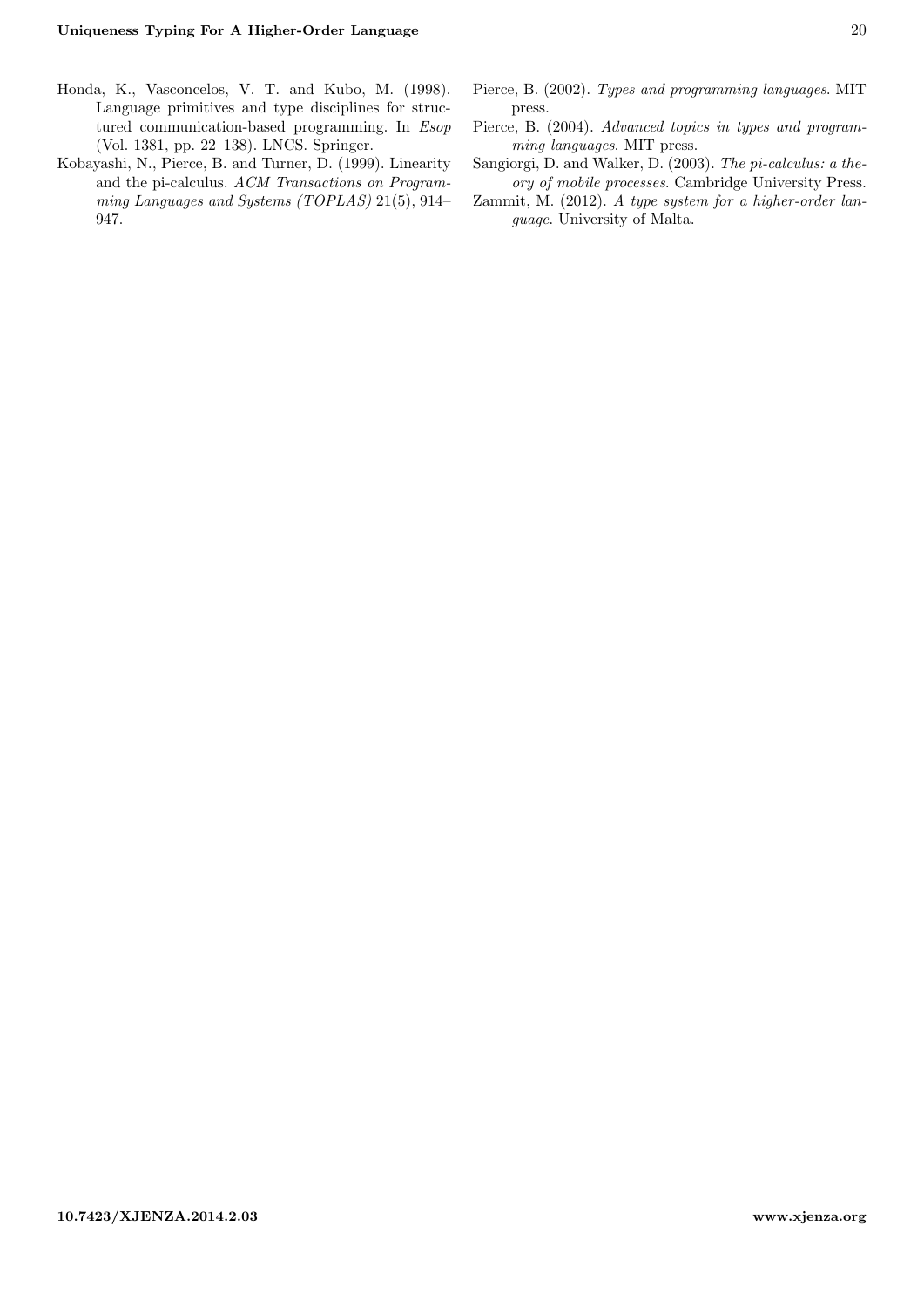Honda, K., Vasconcelos, V. T. and Kubo, M. (1998). Language primitives and type disciplines for structured communication-based programming. In *Esop* (Vol. 1381, pp. 22–138). LNCS. Springer.

Kobayashi, N., Pierce, B. and Turner, D. (1999). Linearity and the pi-calculus. *ACM Transactions on Programming Languages and Systems (TOPLAS)* 21(5), 914–947.

Pierce, B. (2002). *Types and programming languages*. MIT press.

Pierce, B. (2004). *Advanced topics in types and programming languages*. MIT press.

Sangiorgi, D. and Walker, D. (2003). *The pi-calculus: a theory of mobile processes*. Cambridge University Press.

Zammit, M. (2012). *A type system for a higher-order language*. University of Malta.